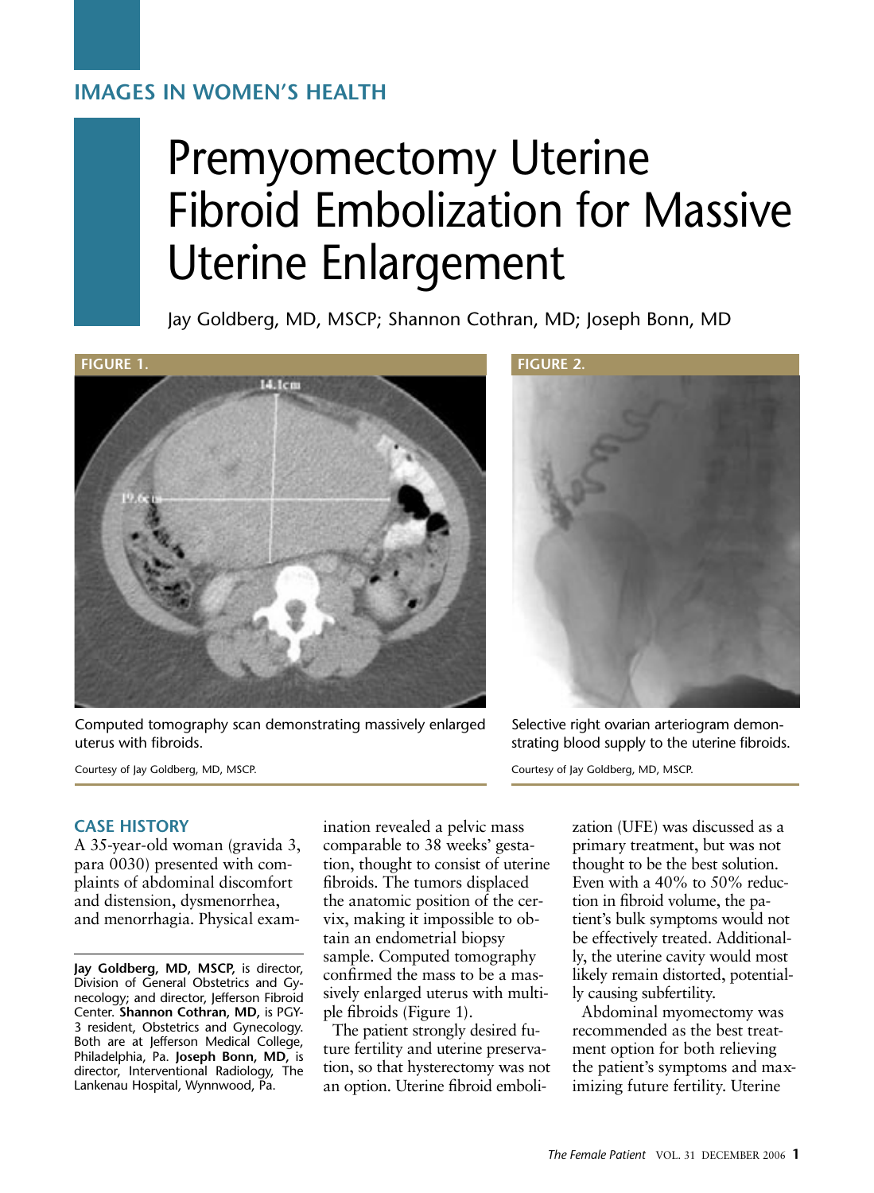IMAGES IN WOMEN'S HEALTH

# Premyomectomy Uterine Fibroid Embolization for Massive Uterine Enlargement

Jay Goldberg, MD, MSCP; Shannon Cothran, MD; Joseph Bonn, MD

**FIGURE 1.**

Computed tomography scan demonstrating massively enlarged uterus with fibroids.

Courtesy of Jay Goldberg, MD, MSCP.

**FIGURE 2.**

Selective right ovarian arteriogram demonstrating blood supply to the uterine fibroids.

Courtesy of Jay Goldberg, MD, MSCP.

## CASE HISTORY

A 35-year-old woman (gravida 3, para 0030) presented with complaints of abdominal discomfort and distension, dysmenorrhea, and menorrhagia. Physical examination revealed a pelvic mass comparable to 38 weeks' gestation, thought to consist of uterine fibroids. The tumors displaced the anatomic position of the cervix, making it impossible to obtain an endometrial biopsy sample. Computed tomography confirmed the mass to be a massively enlarged uterus with multiple fibroids (Figure 1).

The patient strongly desired future fertility and uterine preservation, so that hysterectomy was not an option. Uterine fibroid embolization (UFE) was discussed as a primary treatment, but was not thought to be the best solution. Even with a 40% to 50% reduction in fibroid volume, the patient's bulk symptoms would not be effectively treated. Additionally, the uterine cavity would most likely remain distorted, potentially causing subfertility.

Abdominal myomectomy was recommended as the best treatment option for both relieving the patient's symptoms and maximizing future fertility. Uterine

---

**Jay Goldberg, MD, MSCP,** is director, Division of General Obstetrics and Gynecology; and director, Jefferson Fibroid Center. **Shannon Cothran, MD,** is PGY-3 resident, Obstetrics and Gynecology. Both are at Jefferson Medical College, Philadelphia, Pa. **Joseph Bonn, MD,** is director, Interventional Radiology, The Lankenau Hospital, Wynnwood, Pa.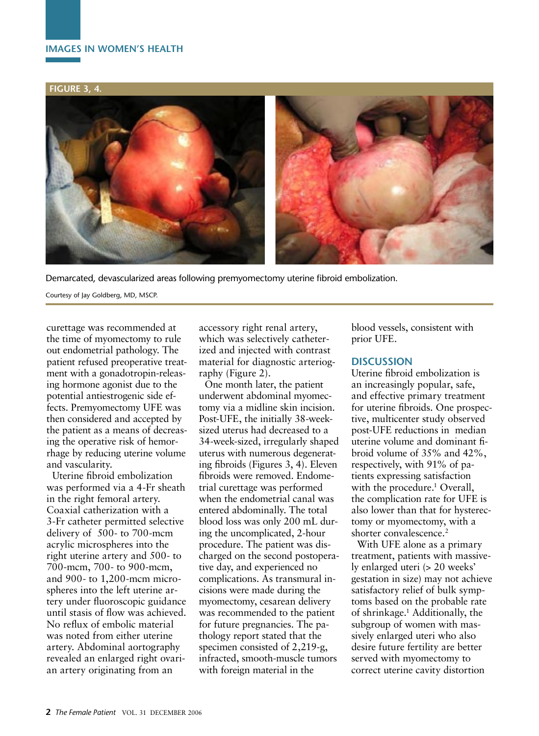FIGURE 3, 4.

Demarcated, devascularized areas following premyomectomy uterine fibroid embolization.

Courtesy of Jay Goldberg, MD, MSCP.

curettage was recommended at the time of myomectomy to rule out endometrial pathology. The patient refused preoperative treatment with a gonadotropin-releasing hormone agonist due to the potential antiestrogenic side effects. Premyomectomy UFE was then considered and accepted by the patient as a means of decreasing the operative risk of hemorrhage by reducing uterine volume and vascularity.

Uterine fibroid embolization was performed via a 4-Fr sheath in the right femoral artery. Coaxial catherization with a 3-Fr catheter permitted selective delivery of 500- to 700-mcm acrylic microspheres into the right uterine artery and 500- to 700-mcm, 700- to 900-mcm, and 900- to 1,200-mcm microspheres into the left uterine artery under fluoroscopic guidance until stasis of flow was achieved. No reflux of embolic material was noted from either uterine artery. Abdominal aortography revealed an enlarged right ovarian artery originating from an accessory right renal artery, which was selectively catheterized and injected with contrast material for diagnostic arteriography (Figure 2).

One month later, the patient underwent abdominal myomectomy via a midline skin incision. Post-UFE, the initially 38-week-sized uterus had decreased to a 34-week-sized, irregularly shaped uterus with numerous degenerating fibroids (Figures 3, 4). Eleven fibroids were removed. Endometrial curettage was performed when the endometrial canal was entered abdominally. The total blood loss was only 200 mL during the uncomplicated, 2-hour procedure. The patient was discharged on the second postoperative day, and experienced no complications. As transmural incisions were made during the myomectomy, cesarean delivery was recommended to the patient for future pregnancies. The pathology report stated that the specimen consisted of 2,219-g, infracted, smooth-muscle tumors with foreign material in the blood vessels, consistent with prior UFE.

## DISCUSSION

Uterine fibroid embolization is an increasingly popular, safe, and effective primary treatment for uterine fibroids. One prospective, multicenter study observed post-UFE reductions in median uterine volume and dominant fibroid volume of 35% and 42%, respectively, with 91% of patients expressing satisfaction with the procedure.[1] Overall, the complication rate for UFE is also lower than that for hysterectomy or myomectomy, with a shorter convalescence.[2]

With UFE alone as a primary treatment, patients with massively enlarged uteri (> 20 weeks' gestation in size) may not achieve satisfactory relief of bulk symptoms based on the probable rate of shrinkage.[1] Additionally, the subgroup of women with massively enlarged uteri who also desire future fertility are better served with myomectomy to correct uterine cavity distortion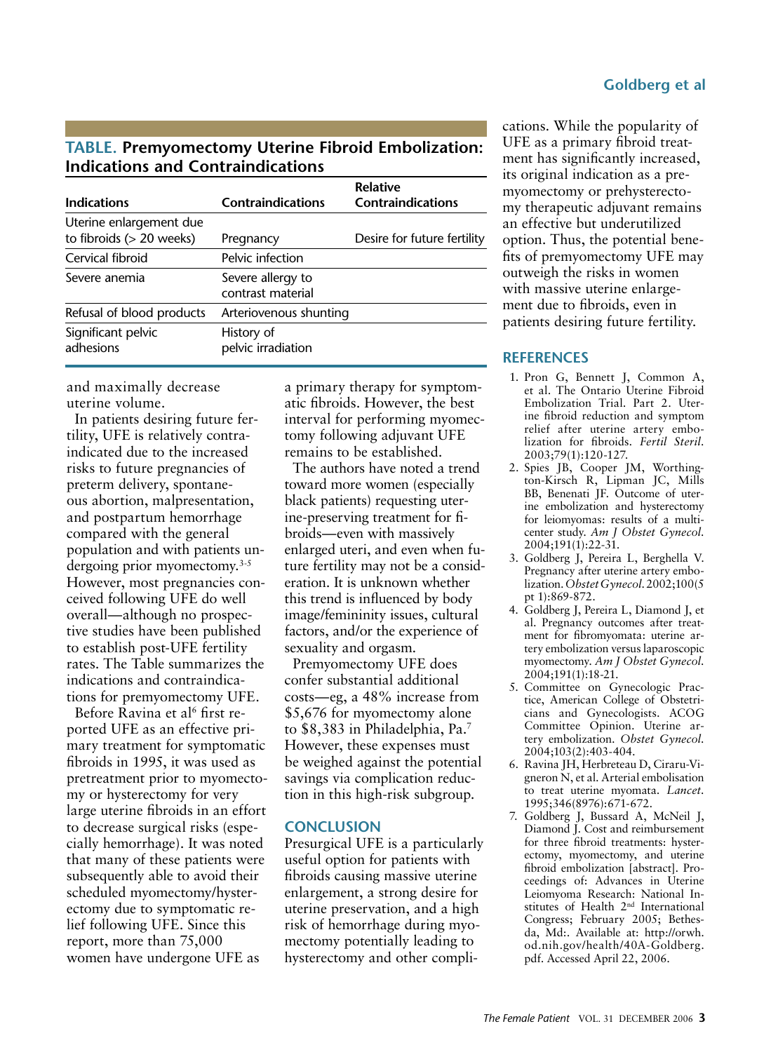**TABLE. Premyomectomy Uterine Fibroid Embolization: Indications and Contraindications**

| Indications | Contraindications | Relative Contraindications |
|---|---|---|
| Uterine enlargement due to fibroids (> 20 weeks) | Pregnancy | Desire for future fertility |
| Cervical fibroid | Pelvic infection | |
| Severe anemia | Severe allergy to contrast material | |
| Refusal of blood products | Arteriovenous shunting | |
| Significant pelvic adhesions | History of pelvic irradiation | |

and maximally decrease uterine volume.

In patients desiring future fertility, UFE is relatively contraindicated due to the increased risks to future pregnancies of preterm delivery, spontaneous abortion, malpresentation, and postpartum hemorrhage compared with the general population and with patients undergoing prior myomectomy.[3-5] However, most pregnancies conceived following UFE do well overall—although no prospective studies have been published to establish post-UFE fertility rates. The Table summarizes the indications and contraindications for premyomectomy UFE.

Before Ravina et al[6] first reported UFE as an effective primary treatment for symptomatic fibroids in 1995, it was used as pretreatment prior to myomectomy or hysterectomy for very large uterine fibroids in an effort to decrease surgical risks (especially hemorrhage). It was noted that many of these patients were subsequently able to avoid their scheduled myomectomy/hysterectomy due to symptomatic relief following UFE. Since this report, more than 75,000 women have undergone UFE as a primary therapy for symptomatic fibroids. However, the best interval for performing myomectomy following adjuvant UFE remains to be established.

The authors have noted a trend toward more women (especially black patients) requesting uterine-preserving treatment for fibroids—even with massively enlarged uteri, and even when future fertility may not be a consideration. It is unknown whether this trend is influenced by body image/femininity issues, cultural factors, and/or the experience of sexuality and orgasm.

Premyomectomy UFE does confer substantial additional costs—eg, a 48% increase from $5,676 for myomectomy alone to $8,383 in Philadelphia, Pa.[7] However, these expenses must be weighed against the potential savings via complication reduction in this high-risk subgroup.

## CONCLUSION

Presurgical UFE is a particularly useful option for patients with fibroids causing massive uterine enlargement, a strong desire for uterine preservation, and a high risk of hemorrhage during myomectomy potentially leading to hysterectomy and other complications. While the popularity of UFE as a primary fibroid treatment has significantly increased, its original indication as a premyomectomy or prehysterectomy therapeutic adjuvant remains an effective but underutilized option. Thus, the potential benefits of premyomectomy UFE may outweigh the risks in women with massive uterine enlargement due to fibroids, even in patients desiring future fertility.

## REFERENCES

1. Pron G, Bennett J, Common A, et al. The Ontario Uterine Fibroid Embolization Trial. Part 2. Uterine fibroid reduction and symptom relief after uterine artery embolization for fibroids. *Fertil Steril.* 2003;79(1):120-127.
2. Spies JB, Cooper JM, Worthington-Kirsch R, Lipman JC, Mills BB, Benenati JF. Outcome of uterine embolization and hysterectomy for leiomyomas: results of a multicenter study. *Am J Obstet Gynecol.* 2004;191(1):22-31.
3. Goldberg J, Pereira L, Berghella V. Pregnancy after uterine artery embolization. *Obstet Gynecol.* 2002;100(5 pt 1):869-872.
4. Goldberg J, Pereira L, Diamond J, et al. Pregnancy outcomes after treatment for fibromyomata: uterine artery embolization versus laparoscopic myomectomy. *Am J Obstet Gynecol.* 2004;191(1):18-21.
5. Committee on Gynecologic Practice, American College of Obstetricians and Gynecologists. ACOG Committee Opinion. Uterine artery embolization. *Obstet Gynecol.* 2004;103(2):403-404.
6. Ravina JH, Herbreteau D, Ciraru-Vigneron N, et al. Arterial embolisation to treat uterine myomata. *Lancet.* 1995;346(8976):671-672.
7. Goldberg J, Bussard A, McNeil J, Diamond J. Cost and reimbursement for three fibroid treatments: hysterectomy, myomectomy, and uterine fibroid embolization [abstract]. Proceedings of: Advances in Uterine Leiomyoma Research: National Institutes of Health 2nd International Congress; February 2005; Bethesda, Md:. Available at: http://orwh.od.nih.gov/health/40A-Goldberg.pdf. Accessed April 22, 2006.